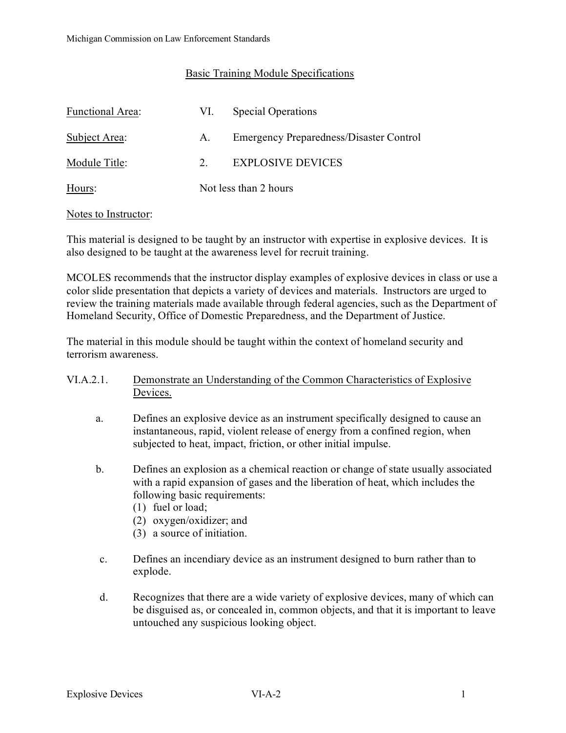Michigan Commission on Law Enforcement Standards

## Basic Training Module Specifications

| | | |
|---|---|---|
| Functional Area: | VI. | Special Operations |
| Subject Area: | A. | Emergency Preparedness/Disaster Control |
| Module Title: | 2. | EXPLOSIVE DEVICES |
| Hours: | Not less than 2 hours | |

Notes to Instructor:

This material is designed to be taught by an instructor with expertise in explosive devices. It is also designed to be taught at the awareness level for recruit training.

MCOLES recommends that the instructor display examples of explosive devices in class or use a color slide presentation that depicts a variety of devices and materials. Instructors are urged to review the training materials made available through federal agencies, such as the Department of Homeland Security, Office of Domestic Preparedness, and the Department of Justice.

The material in this module should be taught within the context of homeland security and terrorism awareness.

### VI.A.2.1. Demonstrate an Understanding of the Common Characteristics of Explosive Devices.

a. Defines an explosive device as an instrument specifically designed to cause an instantaneous, rapid, violent release of energy from a confined region, when subjected to heat, impact, friction, or other initial impulse.

b. Defines an explosion as a chemical reaction or change of state usually associated with a rapid expansion of gases and the liberation of heat, which includes the following basic requirements:
   (1) fuel or load;
   (2) oxygen/oxidizer; and
   (3) a source of initiation.

c. Defines an incendiary device as an instrument designed to burn rather than to explode.

d. Recognizes that there are a wide variety of explosive devices, many of which can be disguised as, or concealed in, common objects, and that it is important to leave untouched any suspicious looking object.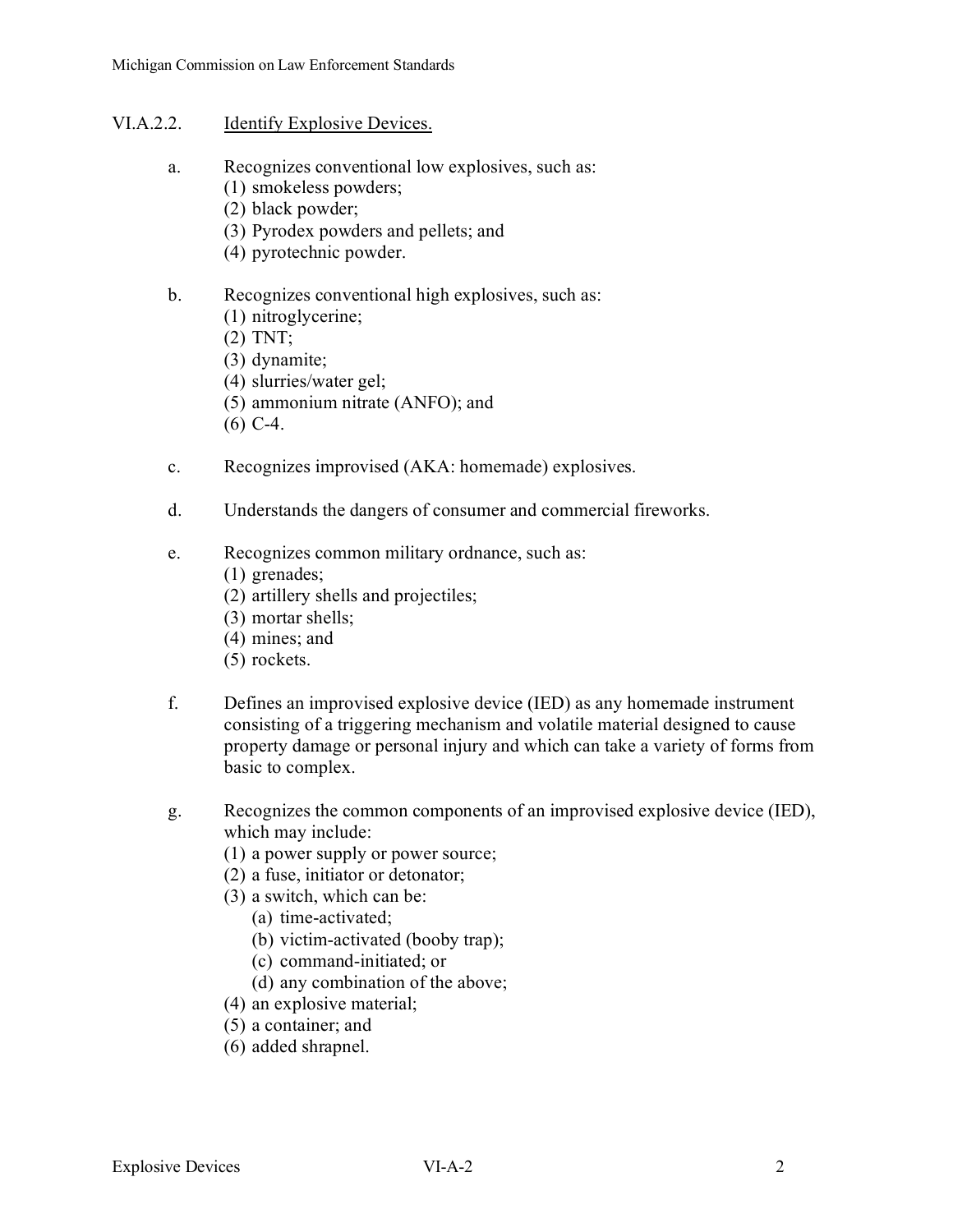## VI.A.2.2. Identify Explosive Devices.

a. Recognizes conventional low explosives, such as:
   (1) smokeless powders;
   (2) black powder;
   (3) Pyrodex powders and pellets; and
   (4) pyrotechnic powder.

b. Recognizes conventional high explosives, such as:
   (1) nitroglycerine;
   (2) TNT;
   (3) dynamite;
   (4) slurries/water gel;
   (5) ammonium nitrate (ANFO); and
   (6) C-4.

c. Recognizes improvised (AKA: homemade) explosives.

d. Understands the dangers of consumer and commercial fireworks.

e. Recognizes common military ordnance, such as:
   (1) grenades;
   (2) artillery shells and projectiles;
   (3) mortar shells;
   (4) mines; and
   (5) rockets.

f. Defines an improvised explosive device (IED) as any homemade instrument consisting of a triggering mechanism and volatile material designed to cause property damage or personal injury and which can take a variety of forms from basic to complex.

g. Recognizes the common components of an improvised explosive device (IED), which may include:
   (1) a power supply or power source;
   (2) a fuse, initiator or detonator;
   (3) a switch, which can be:
      (a) time-activated;
      (b) victim-activated (booby trap);
      (c) command-initiated; or
      (d) any combination of the above;
   (4) an explosive material;
   (5) a container; and
   (6) added shrapnel.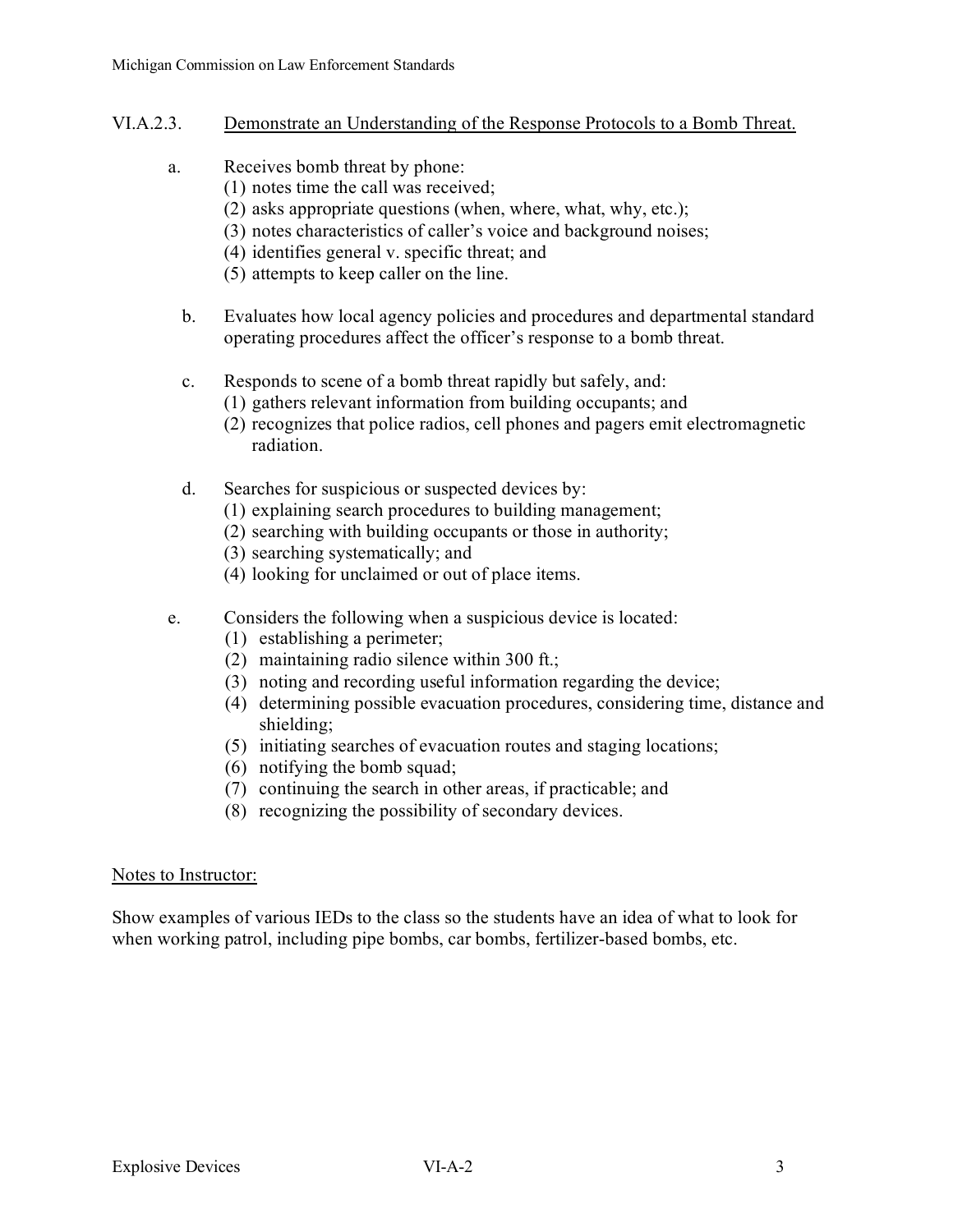VI.A.2.3. Demonstrate an Understanding of the Response Protocols to a Bomb Threat.

a. Receives bomb threat by phone:
   (1) notes time the call was received;
   (2) asks appropriate questions (when, where, what, why, etc.);
   (3) notes characteristics of caller's voice and background noises;
   (4) identifies general v. specific threat; and
   (5) attempts to keep caller on the line.

b. Evaluates how local agency policies and procedures and departmental standard operating procedures affect the officer's response to a bomb threat.

c. Responds to scene of a bomb threat rapidly but safely, and:
   (1) gathers relevant information from building occupants; and
   (2) recognizes that police radios, cell phones and pagers emit electromagnetic radiation.

d. Searches for suspicious or suspected devices by:
   (1) explaining search procedures to building management;
   (2) searching with building occupants or those in authority;
   (3) searching systematically; and
   (4) looking for unclaimed or out of place items.

e. Considers the following when a suspicious device is located:
   (1) establishing a perimeter;
   (2) maintaining radio silence within 300 ft.;
   (3) noting and recording useful information regarding the device;
   (4) determining possible evacuation procedures, considering time, distance and shielding;
   (5) initiating searches of evacuation routes and staging locations;
   (6) notifying the bomb squad;
   (7) continuing the search in other areas, if practicable; and
   (8) recognizing the possibility of secondary devices.

Notes to Instructor:

Show examples of various IEDs to the class so the students have an idea of what to look for when working patrol, including pipe bombs, car bombs, fertilizer-based bombs, etc.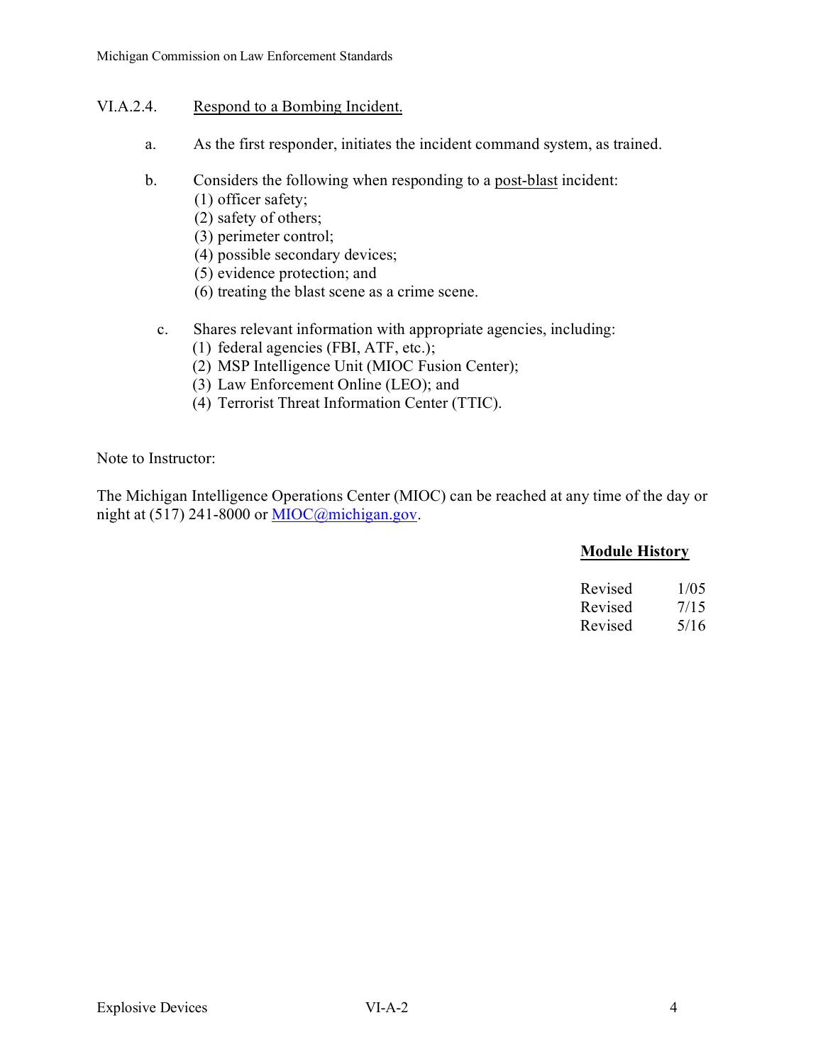VI.A.2.4. Respond to a Bombing Incident.

a. As the first responder, initiates the incident command system, as trained.

b. Considers the following when responding to a post-blast incident:
   (1) officer safety;
   (2) safety of others;
   (3) perimeter control;
   (4) possible secondary devices;
   (5) evidence protection; and
   (6) treating the blast scene as a crime scene.

c. Shares relevant information with appropriate agencies, including:
   (1) federal agencies (FBI, ATF, etc.);
   (2) MSP Intelligence Unit (MIOC Fusion Center);
   (3) Law Enforcement Online (LEO); and
   (4) Terrorist Threat Information Center (TTIC).

Note to Instructor:

The Michigan Intelligence Operations Center (MIOC) can be reached at any time of the day or night at (517) 241-8000 or MIOC@michigan.gov.

**Module History**

| | |
|---|---|
| Revised | 1/05 |
| Revised | 7/15 |
| Revised | 5/16 |